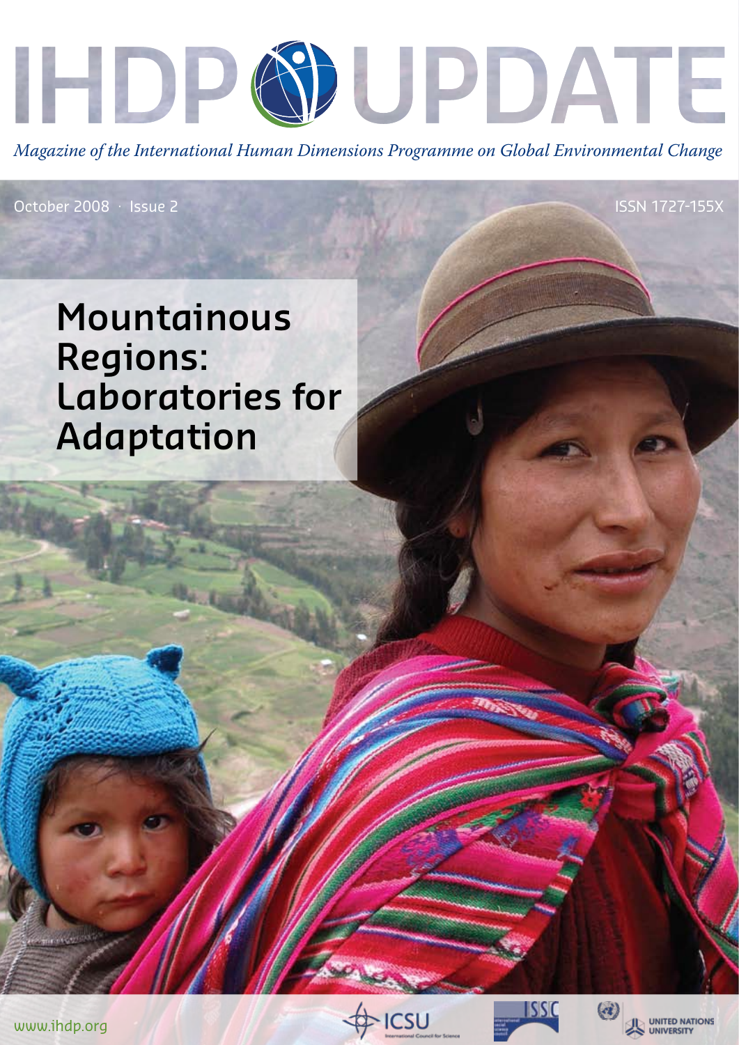# IHDP UPDATE

*Magazine of the International Human Dimensions Programme on Global Environmental Change*

October 2008 · Issue 2

ISSN 1727-155X

## Mountainous Regions: Laboratories for Adaptation

www.ihdp.org

ICSU International Council for Science

ISSC

United Nations University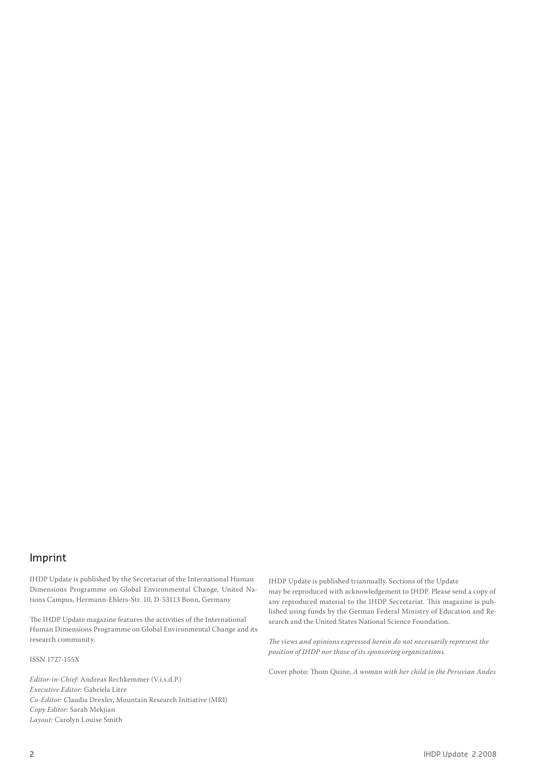## Imprint

IHDP Update is published by the Secretariat of the International Human Dimensions Programme on Global Environmental Change, United Nations Campus, Hermann-Ehlers-Str. 10, D-53113 Bonn, Germany

The IHDP Update magazine features the activities of the International Human Dimensions Programme on Global Environmental Change and its research community.

ISSN 1727-155X

*Editor-in-Chief:* Andreas Rechkemmer (V.i.s.d.P.)
*Executive Editor:* Gabriela Litre
*Co-Editor:* Claudia Drexler, Mountain Research Initiative (MRI)
*Copy Editor:* Sarah Mekjian
*Layout:* Carolyn Louise Smith

IHDP Update is published triannually. Sections of the Update may be reproduced with acknowledgement to IHDP. Please send a copy of any reproduced material to the IHDP Secretariat. This magazine is published using funds by the German Federal Ministry of Education and Research and the United States National Science Foundation.

*The views and opinions expressed herein do not necessarily represent the position of IHDP nor those of its sponsoring organizations.*

Cover photo: Thom Quine, *A woman with her child in the Peruvian Andes*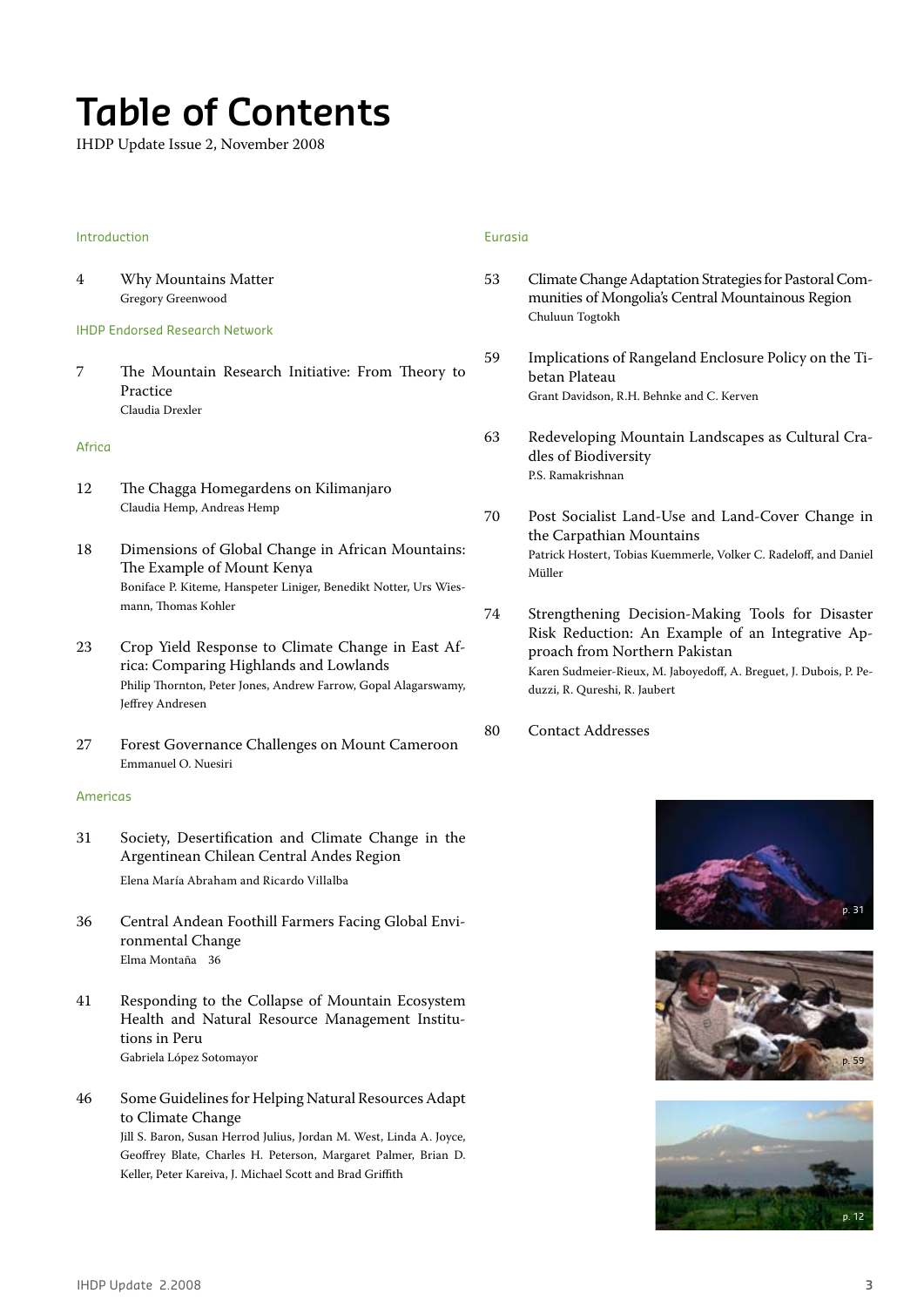# Table of Contents

IHDP Update Issue 2, November 2008

### Introduction

4 **Why Mountains Matter**
Gregory Greenwood

### IHDP Endorsed Research Network

7 **The Mountain Research Initiative: From Theory to Practice**
Claudia Drexler

### Africa

12 **The Chagga Homegardens on Kilimanjaro**
Claudia Hemp, Andreas Hemp

18 **Dimensions of Global Change in African Mountains: The Example of Mount Kenya**
Boniface P. Kiteme, Hanspeter Liniger, Benedikt Notter, Urs Wiesmann, Thomas Kohler

23 **Crop Yield Response to Climate Change in East Africa: Comparing Highlands and Lowlands**
Philip Thornton, Peter Jones, Andrew Farrow, Gopal Alagarswamy, Jeffrey Andresen

27 **Forest Governance Challenges on Mount Cameroon**
Emmanuel O. Nuesiri

### Americas

31 **Society, Desertification and Climate Change in the Argentinean Chilean Central Andes Region**
Elena María Abraham and Ricardo Villalba

36 **Central Andean Foothill Farmers Facing Global Environmental Change**
Elma Montaña 36

41 **Responding to the Collapse of Mountain Ecosystem Health and Natural Resource Management Institutions in Peru**
Gabriela López Sotomayor

46 **Some Guidelines for Helping Natural Resources Adapt to Climate Change**
Jill S. Baron, Susan Herrod Julius, Jordan M. West, Linda A. Joyce, Geoffrey Blate, Charles H. Peterson, Margaret Palmer, Brian D. Keller, Peter Kareiva, J. Michael Scott and Brad Griffith

### Eurasia

53 **Climate Change Adaptation Strategies for Pastoral Communities of Mongolia's Central Mountainous Region**
Chuluun Togtokh

59 **Implications of Rangeland Enclosure Policy on the Tibetan Plateau**
Grant Davidson, R.H. Behnke and C. Kerven

63 **Redeveloping Mountain Landscapes as Cultural Cradles of Biodiversity**
P.S. Ramakrishnan

70 **Post Socialist Land-Use and Land-Cover Change in the Carpathian Mountains**
Patrick Hostert, Tobias Kuemmerle, Volker C. Radeloff, and Daniel Müller

74 **Strengthening Decision-Making Tools for Disaster Risk Reduction: An Example of an Integrative Approach from Northern Pakistan**
Karen Sudmeier-Rieux, M. Jaboyedoff, A. Breguet, J. Dubois, P. Peduzzi, R. Qureshi, R. Jaubert

80 **Contact Addresses**

p. 31

p. 59

p. 12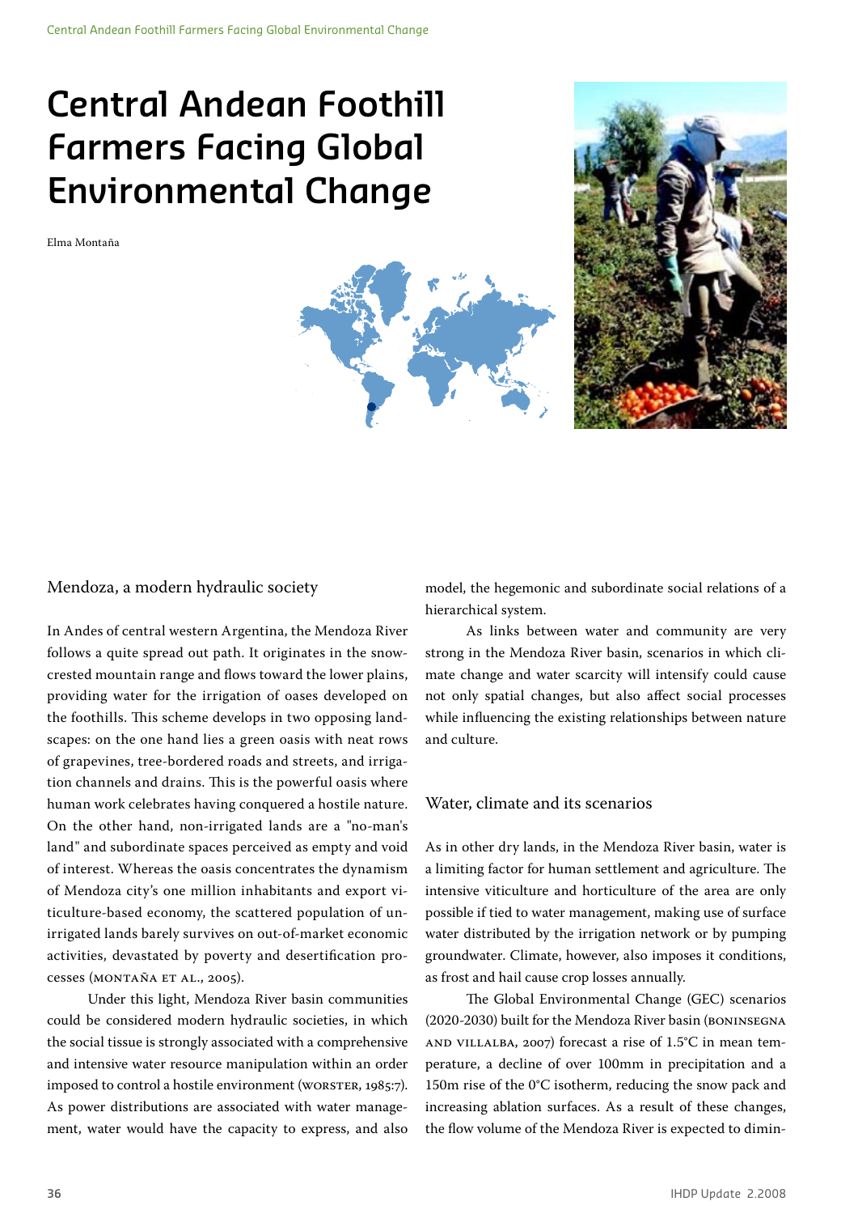# Central Andean Foothill Farmers Facing Global Environmental Change

Elma Montaña

## Mendoza, a modern hydraulic society

In Andes of central western Argentina, the Mendoza River follows a quite spread out path. It originates in the snow-crested mountain range and flows toward the lower plains, providing water for the irrigation of oases developed on the foothills. This scheme develops in two opposing landscapes: on the one hand lies a green oasis with neat rows of grapevines, tree-bordered roads and streets, and irrigation channels and drains. This is the powerful oasis where human work celebrates having conquered a hostile nature. On the other hand, non-irrigated lands are a "no-man's land" and subordinate spaces perceived as empty and void of interest. Whereas the oasis concentrates the dynamism of Mendoza city's one million inhabitants and export viticulture-based economy, the scattered population of un-irrigated lands barely survives on out-of-market economic activities, devastated by poverty and desertification processes (Montaña et al., 2005).

Under this light, Mendoza River basin communities could be considered modern hydraulic societies, in which the social tissue is strongly associated with a comprehensive and intensive water resource manipulation within an order imposed to control a hostile environment (Worster, 1985:7). As power distributions are associated with water management, water would have the capacity to express, and also model, the hegemonic and subordinate social relations of a hierarchical system.

As links between water and community are very strong in the Mendoza River basin, scenarios in which climate change and water scarcity will intensify could cause not only spatial changes, but also affect social processes while influencing the existing relationships between nature and culture.

## Water, climate and its scenarios

As in other dry lands, in the Mendoza River basin, water is a limiting factor for human settlement and agriculture. The intensive viticulture and horticulture of the area are only possible if tied to water management, making use of surface water distributed by the irrigation network or by pumping groundwater. Climate, however, also imposes it conditions, as frost and hail cause crop losses annually.

The Global Environmental Change (GEC) scenarios (2020-2030) built for the Mendoza River basin (Boninsegna and Villalba, 2007) forecast a rise of 1.5°C in mean temperature, a decline of over 100mm in precipitation and a 150m rise of the 0°C isotherm, reducing the snow pack and increasing ablation surfaces. As a result of these changes, the flow volume of the Mendoza River is expected to dimin-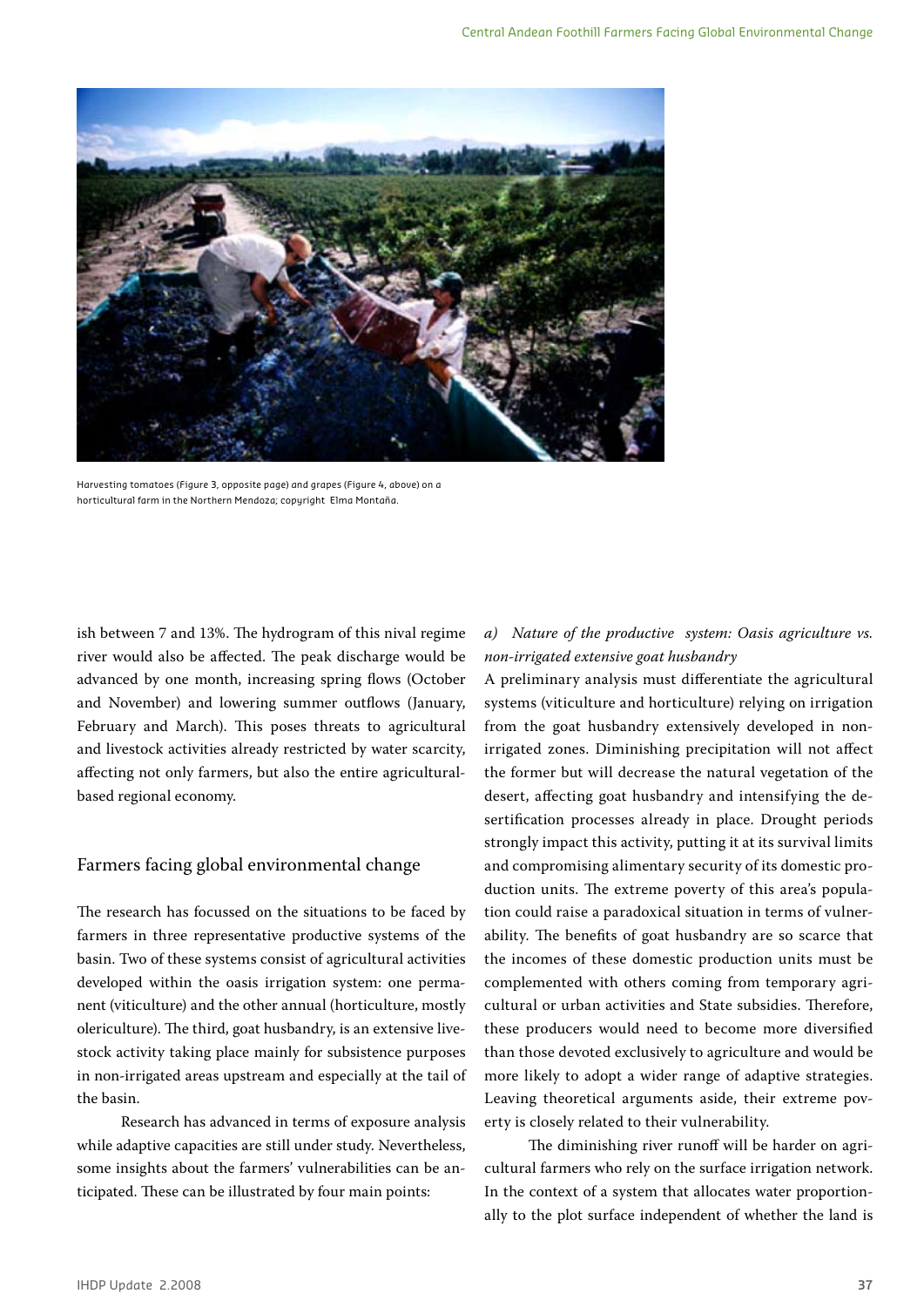Harvesting tomatoes (Figure 3, opposite page) and grapes (Figure 4, above) on a horticultural farm in the Northern Mendoza; copyright Elma Montaña.

ish between 7 and 13%. The hydrogram of this nival regime river would also be affected. The peak discharge would be advanced by one month, increasing spring flows (October and November) and lowering summer outflows (January, February and March). This poses threats to agricultural and livestock activities already restricted by water scarcity, affecting not only farmers, but also the entire agricultural-based regional economy.

## Farmers facing global environmental change

The research has focussed on the situations to be faced by farmers in three representative productive systems of the basin. Two of these systems consist of agricultural activities developed within the oasis irrigation system: one permanent (viticulture) and the other annual (horticulture, mostly olericulture). The third, goat husbandry, is an extensive livestock activity taking place mainly for subsistence purposes in non-irrigated areas upstream and especially at the tail of the basin.

Research has advanced in terms of exposure analysis while adaptive capacities are still under study. Nevertheless, some insights about the farmers' vulnerabilities can be anticipated. These can be illustrated by four main points:

*a) Nature of the productive system: Oasis agriculture vs. non-irrigated extensive goat husbandry*

A preliminary analysis must differentiate the agricultural systems (viticulture and horticulture) relying on irrigation from the goat husbandry extensively developed in non-irrigated zones. Diminishing precipitation will not affect the former but will decrease the natural vegetation of the desert, affecting goat husbandry and intensifying the desertification processes already in place. Drought periods strongly impact this activity, putting it at its survival limits and compromising alimentary security of its domestic production units. The extreme poverty of this area's population could raise a paradoxical situation in terms of vulnerability. The benefits of goat husbandry are so scarce that the incomes of these domestic production units must be complemented with others coming from temporary agricultural or urban activities and State subsidies. Therefore, these producers would need to become more diversified than those devoted exclusively to agriculture and would be more likely to adopt a wider range of adaptive strategies. Leaving theoretical arguments aside, their extreme poverty is closely related to their vulnerability.

The diminishing river runoff will be harder on agricultural farmers who rely on the surface irrigation network. In the context of a system that allocates water proportionally to the plot surface independent of whether the land is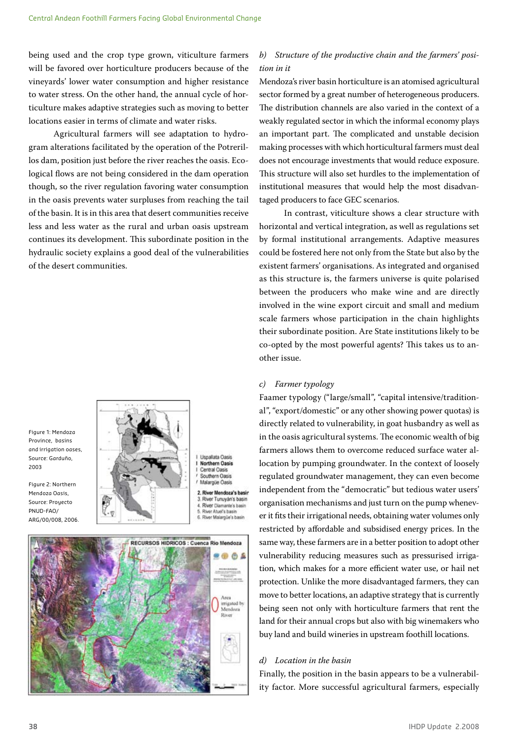being used and the crop type grown, viticulture farmers will be favored over horticulture producers because of the vineyards' lower water consumption and higher resistance to water stress. On the other hand, the annual cycle of horticulture makes adaptive strategies such as moving to better locations easier in terms of climate and water risks.

Agricultural farmers will see adaptation to hydrogram alterations facilitated by the operation of the Potrerillos dam, position just before the river reaches the oasis. Ecological flows are not being considered in the dam operation though, so the river regulation favoring water consumption in the oasis prevents water surpluses from reaching the tail of the basin. It is in this area that desert communities receive less and less water as the rural and urban oasis upstream continues its development. This subordinate position in the hydraulic society explains a good deal of the vulnerabilities of the desert communities.

Figure 1: Mendoza Province, basins and irrigation oases, Source: Garduño, 2003

Figure 2: Northern Mendoza Oasis, Source: Proyecto PNUD-FAO/ARG/00/008, 2006.

*b) Structure of the productive chain and the farmers' position in it*

Mendoza's river basin horticulture is an atomised agricultural sector formed by a great number of heterogeneous producers. The distribution channels are also varied in the context of a weakly regulated sector in which the informal economy plays an important part. The complicated and unstable decision making processes with which horticultural farmers must deal does not encourage investments that would reduce exposure. This structure will also set hurdles to the implementation of institutional measures that would help the most disadvantaged producers to face GEC scenarios.

In contrast, viticulture shows a clear structure with horizontal and vertical integration, as well as regulations set by formal institutional arrangements. Adaptive measures could be fostered here not only from the State but also by the existent farmers' organisations. As integrated and organised as this structure is, the farmers universe is quite polarised between the producers who make wine and are directly involved in the wine export circuit and small and medium scale farmers whose participation in the chain highlights their subordinate position. Are State institutions likely to be co-opted by the most powerful agents? This takes us to another issue.

*c) Farmer typology*

Faamer typology ("large/small", "capital intensive/traditional", "export/domestic" or any other showing power quotas) is directly related to vulnerability, in goat husbandry as well as in the oasis agricultural systems. The economic wealth of big farmers allows them to overcome reduced surface water allocation by pumping groundwater. In the context of loosely regulated groundwater management, they can even become independent from the "democratic" but tedious water users' organisation mechanisms and just turn on the pump whenever it fits their irrigational needs, obtaining water volumes only restricted by affordable and subsidised energy prices. In the same way, these farmers are in a better position to adopt other vulnerability reducing measures such as pressurised irrigation, which makes for a more efficient water use, or hail net protection. Unlike the more disadvantaged farmers, they can move to better locations, an adaptive strategy that is currently being seen not only with horticulture farmers that rent the land for their annual crops but also with big winemakers who buy land and build wineries in upstream foothill locations.

*d) Location in the basin*

Finally, the position in the basin appears to be a vulnerability factor. More successful agricultural farmers, especially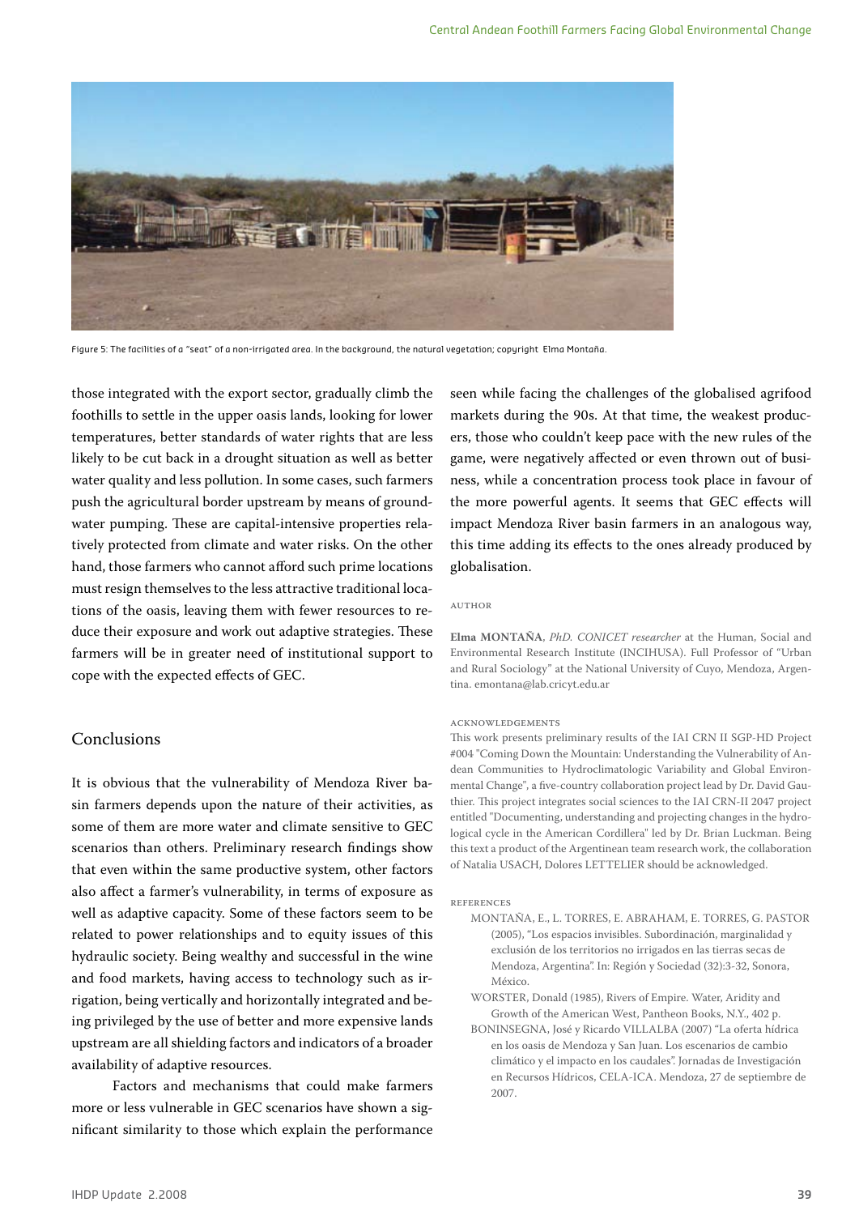Figure 5: The facilities of a "seat" of a non-irrigated area. In the background, the natural vegetation; copyright Elma Montaña.

those integrated with the export sector, gradually climb the foothills to settle in the upper oasis lands, looking for lower temperatures, better standards of water rights that are less likely to be cut back in a drought situation as well as better water quality and less pollution. In some cases, such farmers push the agricultural border upstream by means of groundwater pumping. These are capital-intensive properties relatively protected from climate and water risks. On the other hand, those farmers who cannot afford such prime locations must resign themselves to the less attractive traditional locations of the oasis, leaving them with fewer resources to reduce their exposure and work out adaptive strategies. These farmers will be in greater need of institutional support to cope with the expected effects of GEC.

## Conclusions

It is obvious that the vulnerability of Mendoza River basin farmers depends upon the nature of their activities, as some of them are more water and climate sensitive to GEC scenarios than others. Preliminary research findings show that even within the same productive system, other factors also affect a farmer's vulnerability, in terms of exposure as well as adaptive capacity. Some of these factors seem to be related to power relationships and to equity issues of this hydraulic society. Being wealthy and successful in the wine and food markets, having access to technology such as irrigation, being vertically and horizontally integrated and being privileged by the use of better and more expensive lands upstream are all shielding factors and indicators of a broader availability of adaptive resources.

Factors and mechanisms that could make farmers more or less vulnerable in GEC scenarios have shown a significant similarity to those which explain the performance seen while facing the challenges of the globalised agrifood markets during the 90s. At that time, the weakest producers, those who couldn't keep pace with the new rules of the game, were negatively affected or even thrown out of business, while a concentration process took place in favour of the more powerful agents. It seems that GEC effects will impact Mendoza River basin farmers in an analogous way, this time adding its effects to the ones already produced by globalisation.

### AUTHOR

**Elma MONTAÑA**, *PhD. CONICET researcher* at the Human, Social and Environmental Research Institute (INCIHUSA). Full Professor of "Urban and Rural Sociology" at the National University of Cuyo, Mendoza, Argentina. emontana@lab.cricyt.edu.ar

### ACKNOWLEDGEMENTS

This work presents preliminary results of the IAI CRN II SGP-HD Project #004 "Coming Down the Mountain: Understanding the Vulnerability of Andean Communities to Hydroclimatologic Variability and Global Environmental Change", a five-country collaboration project lead by Dr. David Gauthier. This project integrates social sciences to the IAI CRN-II 2047 project entitled "Documenting, understanding and projecting changes in the hydrological cycle in the American Cordillera" led by Dr. Brian Luckman. Being this text a product of the Argentinean team research work, the collaboration of Natalia USACH, Dolores LETTELIER should be acknowledged.

### REFERENCES

MONTAÑA, E., L. TORRES, E. ABRAHAM, E. TORRES, G. PASTOR (2005), "Los espacios invisibles. Subordinación, marginalidad y exclusión de los territorios no irrigados en las tierras secas de Mendoza, Argentina". In: Región y Sociedad (32):3-32, Sonora, México.

WORSTER, Donald (1985), Rivers of Empire. Water, Aridity and Growth of the American West, Pantheon Books, N.Y., 402 p.

BONINSEGNA, José y Ricardo VILLALBA (2007) "La oferta hídrica en los oasis de Mendoza y San Juan. Los escenarios de cambio climático y el impacto en los caudales". Jornadas de Investigación en Recursos Hídricos, CELA-ICA. Mendoza, 27 de septiembre de 2007.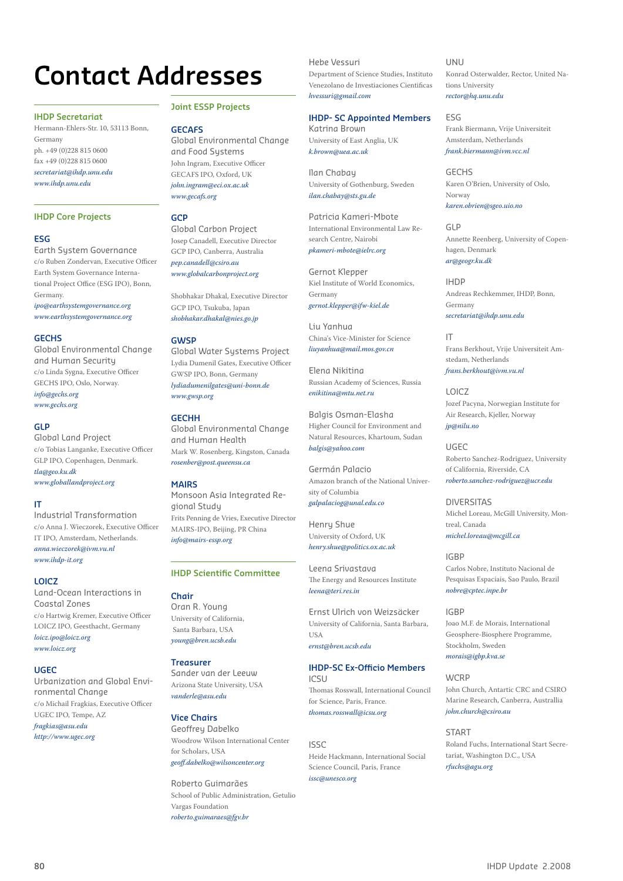# Contact Addresses

## IHDP Secretariat

Hermann-Ehlers-Str. 10, 53113 Bonn, Germany
ph. +49 (0)228 815 0600
fax +49 (0)228 815 0600
*secretariat@ihdp.unu.edu*
*www.ihdp.unu.edu*

## IHDP Core Projects

### ESG

Earth System Governance
c/o Ruben Zondervan, Executive Officer
Earth System Governance International Project Office (ESG IPO), Bonn, Germany.
*ipo@earthsystemgovernance.org*
*www.earthsystemgovernance.org*

### GECHS

Global Environmental Change and Human Security
c/o Linda Sygna, Executive Officer
GECHS IPO, Oslo, Norway.
*info@gechs.org*
*www.gechs.org*

### GLP

Global Land Project
c/o Tobias Langanke, Executive Officer
GLP IPO, Copenhagen, Denmark.
*tla@geo.ku.dk*
*www.globallandproject.org*

### IT

Industrial Transformation
c/o Anna J. Wieczorek, Executive Officer
IT IPO, Amsterdam, Netherlands.
*anna.wieczorek@ivm.vu.nl*
*www.ihdp-it.org*

### LOICZ

Land-Ocean Interactions in Coastal Zones
c/o Hartwig Kremer, Executive Officer
LOICZ IPO, Geesthacht, Germany
*loicz.ipo@loicz.org*
*www.loicz.org*

### UGEC

Urbanization and Global Environmental Change
c/o Michail Fragkias, Executive Officer
UGEC IPO, Tempe, AZ
*fragkias@asu.edu*
*http://www.ugec.org*

## Joint ESSP Projects

### GECAFS

Global Environmental Change and Food Systems
John Ingram, Executive Officer
GECAFS IPO, Oxford, UK
*john.ingram@eci.ox.ac.uk*
*www.gecafs.org*

### GCP

Global Carbon Project
Josep Canadell, Executive Director
GCP IPO, Canberra, Australia
*pep.canadell@csiro.au*
*www.globalcarbonproject.org*

Shobhakar Dhakal, Executive Director
GCP IPO, Tsukuba, Japan
*shobhakar.dhakal@nies.go.jp*

### GWSP

Global Water Systems Project
Lydia Dumenil Gates, Executive Officer
GWSP IPO, Bonn, Germany
*lydiadumenilgates@uni-bonn.de*
*www.gwsp.org*

### GECHH

Global Environmental Change and Human Health
Mark W. Rosenberg, Kingston, Canada
*rosenber@post.queensu.ca*

### MAIRS

Monsoon Asia Integrated Regional Study
Frits Penning de Vries, Executive Director
MAIRS-IPO, Beijing, PR China
*info@mairs-essp.org*

## IHDP Scientific Committee

### Chair

Oran R. Young
University of California, Santa Barbara, USA
*young@bren.ucsb.edu*

### Treasurer

Sander van der Leeuw
Arizona State University, USA
*vanderle@asu.edu*

### Vice Chairs

Geoffrey Dabelko
Woodrow Wilson International Center for Scholars, USA
*geoff.dabelko@wilsoncenter.org*

Roberto Guimarães
School of Public Administration, Getulio Vargas Foundation
*roberto.guimaraes@fgv.br*

Hebe Vessuri
Department of Science Studies, Instituto Venezolano de Investiaciones Cientificas
*hvessuri@gmail.com*

## IHDP- SC Appointed Members

Katrina Brown
University of East Anglia, UK
*k.brown@uea.ac.uk*

Ilan Chabay
University of Gothenburg, Sweden
*ilan.chabay@sts.gu.de*

Patricia Kameri-Mbote
International Environmental Law Research Centre, Nairobi
*pkameri-mbote@ielrc.org*

Gernot Klepper
Kiel Institute of World Economics, Germany
*gernot.klepper@ifw-kiel.de*

Liu Yanhua
China's Vice-Minister for Science
*liuyanhua@mail.mos.gov.cn*

Elena Nikitina
Russian Academy of Sciences, Russia
*enikitina@mtu.net.ru*

Balgis Osman-Elasha
Higher Council for Environment and Natural Resources, Khartoum, Sudan
*balgis@yahoo.com*

Germán Palacio
Amazon branch of the National University of Columbia
*galpalaciog@unal.edu.co*

Henry Shue
University of Oxford, UK
*henry.shue@politics.ox.ac.uk*

Leena Srivastava
The Energy and Resources Institute
*leena@teri.res.in*

Ernst Ulrich von Weizsäcker
University of California, Santa Barbara, USA
*ernst@bren.ucsb.edu*

## IHDP-SC Ex-Officio Members

ICSU
Thomas Rosswall, International Council for Science, Paris, France.
*thomas.rosswall@icsu.org*

ISSC
Heide Hackmann, International Social Science Council, Paris, France
*issc@unesco.org*

UNU
Konrad Osterwalder, Rector, United Nations University
*rector@hq.unu.edu*

ESG
Frank Biermann, Vrije Universiteit Amsterdam, Netherlands
*frank.biermann@ivm.vcc.nl*

GECHS
Karen O'Brien, University of Oslo, Norway
*karen.obrien@sgeo.uio.no*

GLP
Annette Reenberg, University of Copenhagen, Denmark
*ar@geogr.ku.dk*

IHDP
Andreas Rechkemmer, IHDP, Bonn, Germany
*secretariat@ihdp.unu.edu*

IT
Frans Berkhout, Vrije Universiteit Amstedam, Netherlands
*frans.berkhout@ivm.vu.nl*

LOICZ
Jozef Pacyna, Norwegian Institute for Air Research, Kjeller, Norway
*jp@nilu.no*

UGEC
Roberto Sanchez-Rodriguez, University of California, Riverside, CA
*roberto.sanchez-rodriguez@ucr.edu*

DIVERSITAS
Michel Loreau, McGill University, Montreal, Canada
*michel.loreau@mcgill.ca*

IGBP
Carlos Nobre, Instituto Nacional de Pesquisas Espaciais, Sao Paulo, Brazil
*nobre@cptec.inpe.br*

IGBP
Joao M.F. de Morais, International Geosphere-Biosphere Programme, Stockholm, Sweden
*morais@igbp.kva.se*

WCRP
John Church, Antartic CRC and CSIRO Marine Research, Canberra, Australlia
*john.church@csiro.au*

START
Roland Fuchs, International Start Secretariat, Washington D.C., USA
*rfuchs@agu.org*